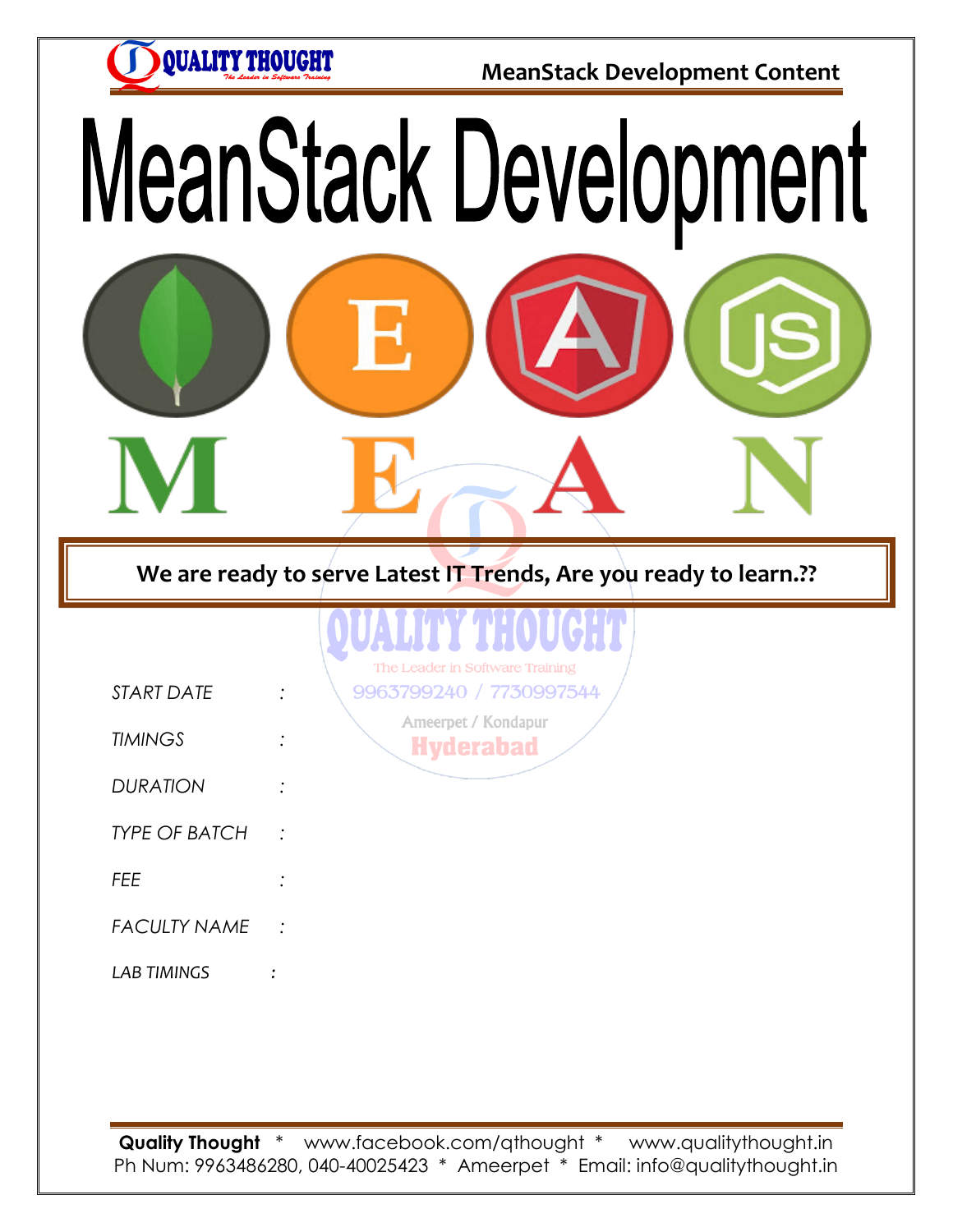# MeanStack Development

M E A N

**We are ready to serve Latest IT Trends, Are you ready to learn.??**

*START DATE* :

*TIMINGS* :

*DURATION* :

*TYPE OF BATCH* :

*FEE* :

*FACULTY NAME* :

*LAB TIMINGS* :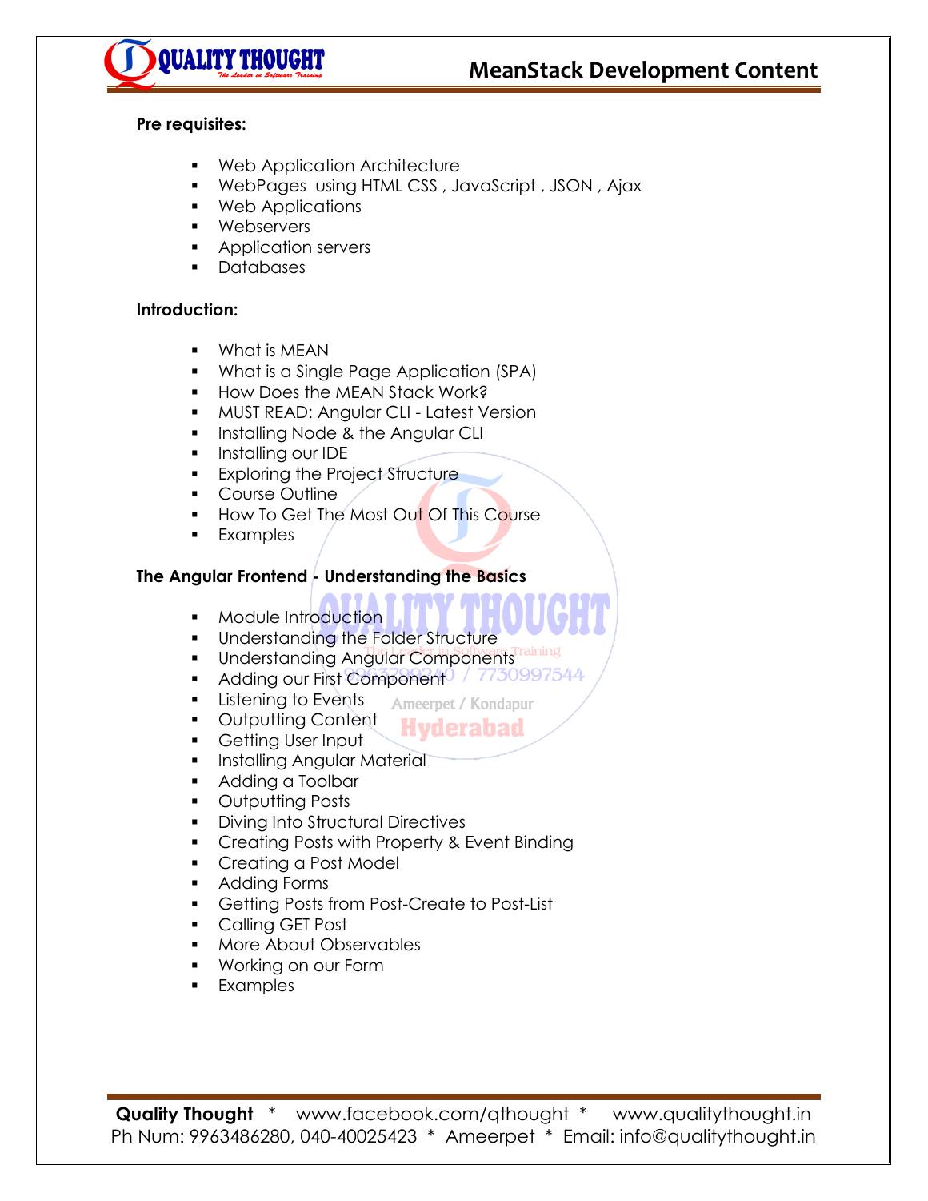**Pre requisites:**

- Web Application Architecture
- WebPages using HTML CSS , JavaScript , JSON , Ajax
- Web Applications
- Webservers
- Application servers
- Databases

**Introduction:**

- What is MEAN
- What is a Single Page Application (SPA)
- How Does the MEAN Stack Work?
- MUST READ: Angular CLI - Latest Version
- Installing Node & the Angular CLI
- Installing our IDE
- Exploring the Project Structure
- Course Outline
- How To Get The Most Out Of This Course
- Examples

**The Angular Frontend - Understanding the Basics**

- Module Introduction
- Understanding the Folder Structure
- Understanding Angular Components
- Adding our First Component
- Listening to Events
- Outputting Content
- Getting User Input
- Installing Angular Material
- Adding a Toolbar
- Outputting Posts
- Diving Into Structural Directives
- Creating Posts with Property & Event Binding
- Creating a Post Model
- Adding Forms
- Getting Posts from Post-Create to Post-List
- Calling GET Post
- More About Observables
- Working on our Form
- Examples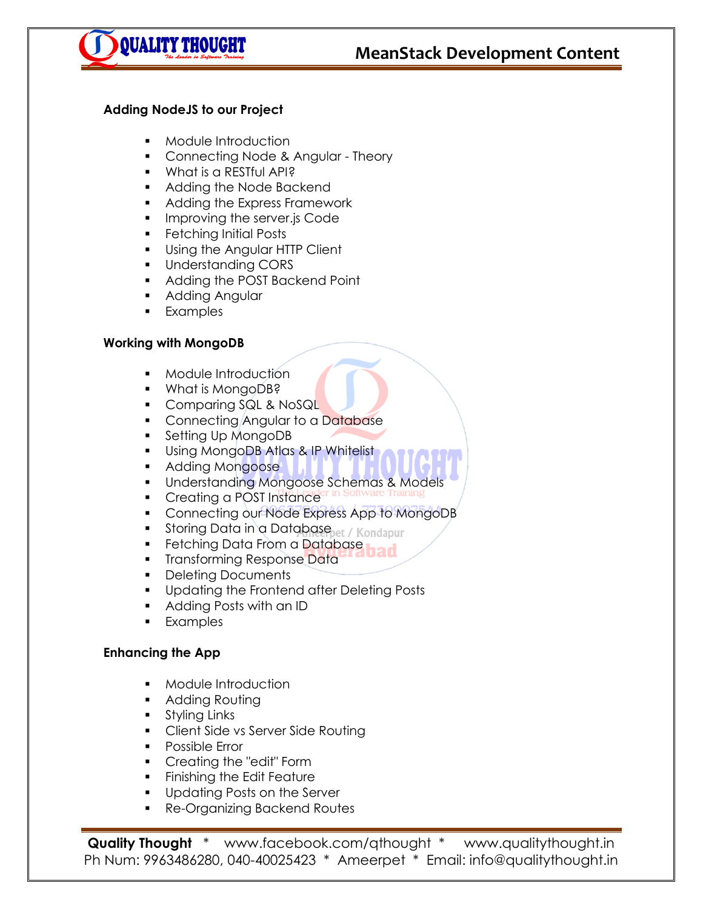### Adding NodeJS to our Project

- Module Introduction
- Connecting Node & Angular - Theory
- What is a RESTful API?
- Adding the Node Backend
- Adding the Express Framework
- Improving the server.js Code
- Fetching Initial Posts
- Using the Angular HTTP Client
- Understanding CORS
- Adding the POST Backend Point
- Adding Angular
- Examples

### Working with MongoDB

- Module Introduction
- What is MongoDB?
- Comparing SQL & NoSQL
- Connecting Angular to a Database
- Setting Up MongoDB
- Using MongoDB Atlas & IP Whitelist
- Adding Mongoose
- Understanding Mongoose Schemas & Models
- Creating a POST Instance
- Connecting our Node Express App to MongoDB
- Storing Data in a Database
- Fetching Data From a Database
- Transforming Response Data
- Deleting Documents
- Updating the Frontend after Deleting Posts
- Adding Posts with an ID
- Examples

### Enhancing the App

- Module Introduction
- Adding Routing
- Styling Links
- Client Side vs Server Side Routing
- Possible Error
- Creating the "edit" Form
- Finishing the Edit Feature
- Updating Posts on the Server
- Re-Organizing Backend Routes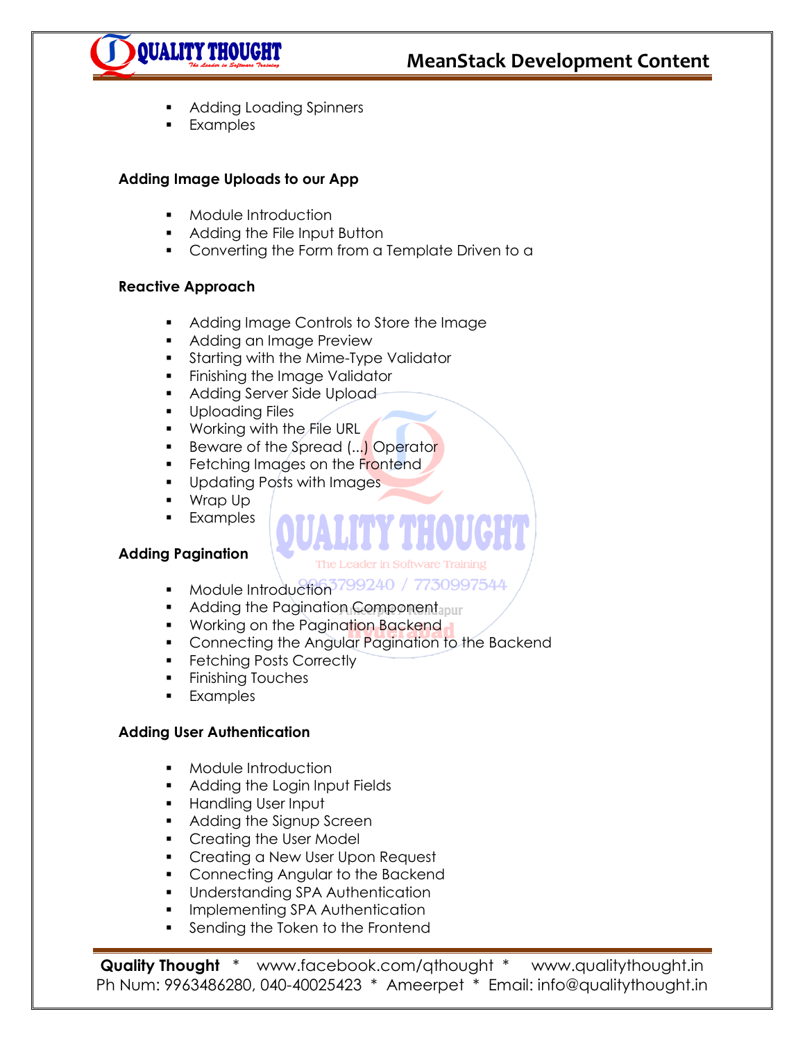- Adding Loading Spinners
- Examples

**Adding Image Uploads to our App**

- Module Introduction
- Adding the File Input Button
- Converting the Form from a Template Driven to a

**Reactive Approach**

- Adding Image Controls to Store the Image
- Adding an Image Preview
- Starting with the Mime-Type Validator
- Finishing the Image Validator
- Adding Server Side Upload
- Uploading Files
- Working with the File URL
- Beware of the Spread (...) Operator
- Fetching Images on the Frontend
- Updating Posts with Images
- Wrap Up
- Examples

**Adding Pagination**

- Module Introduction
- Adding the Pagination Component
- Working on the Pagination Backend
- Connecting the Angular Pagination to the Backend
- Fetching Posts Correctly
- Finishing Touches
- Examples

**Adding User Authentication**

- Module Introduction
- Adding the Login Input Fields
- Handling User Input
- Adding the Signup Screen
- Creating the User Model
- Creating a New User Upon Request
- Connecting Angular to the Backend
- Understanding SPA Authentication
- Implementing SPA Authentication
- Sending the Token to the Frontend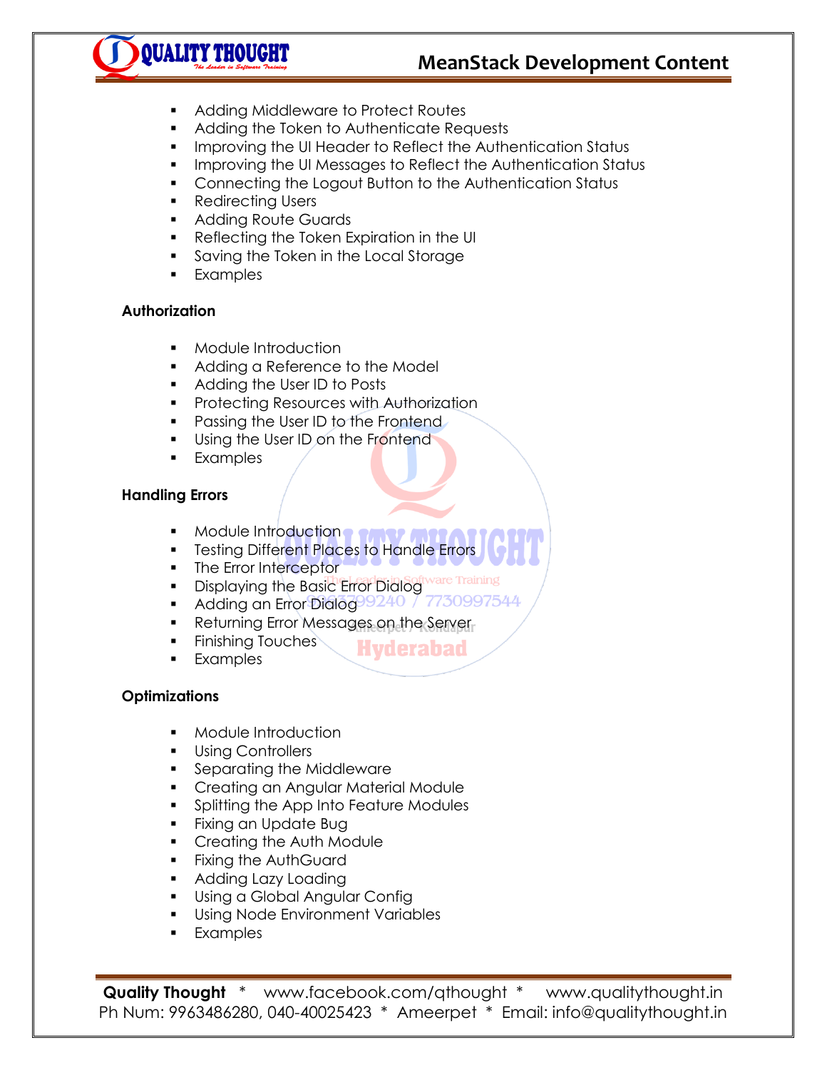- Adding Middleware to Protect Routes
- Adding the Token to Authenticate Requests
- Improving the UI Header to Reflect the Authentication Status
- Improving the UI Messages to Reflect the Authentication Status
- Connecting the Logout Button to the Authentication Status
- Redirecting Users
- Adding Route Guards
- Reflecting the Token Expiration in the UI
- Saving the Token in the Local Storage
- Examples

**Authorization**

- Module Introduction
- Adding a Reference to the Model
- Adding the User ID to Posts
- Protecting Resources with Authorization
- Passing the User ID to the Frontend
- Using the User ID on the Frontend
- Examples

**Handling Errors**

- Module Introduction
- Testing Different Places to Handle Errors
- The Error Interceptor
- Displaying the Basic Error Dialog
- Adding an Error Dialog
- Returning Error Messages on the Server
- Finishing Touches
- Examples

**Optimizations**

- Module Introduction
- Using Controllers
- Separating the Middleware
- Creating an Angular Material Module
- Splitting the App Into Feature Modules
- Fixing an Update Bug
- Creating the Auth Module
- Fixing the AuthGuard
- Adding Lazy Loading
- Using a Global Angular Config
- Using Node Environment Variables
- Examples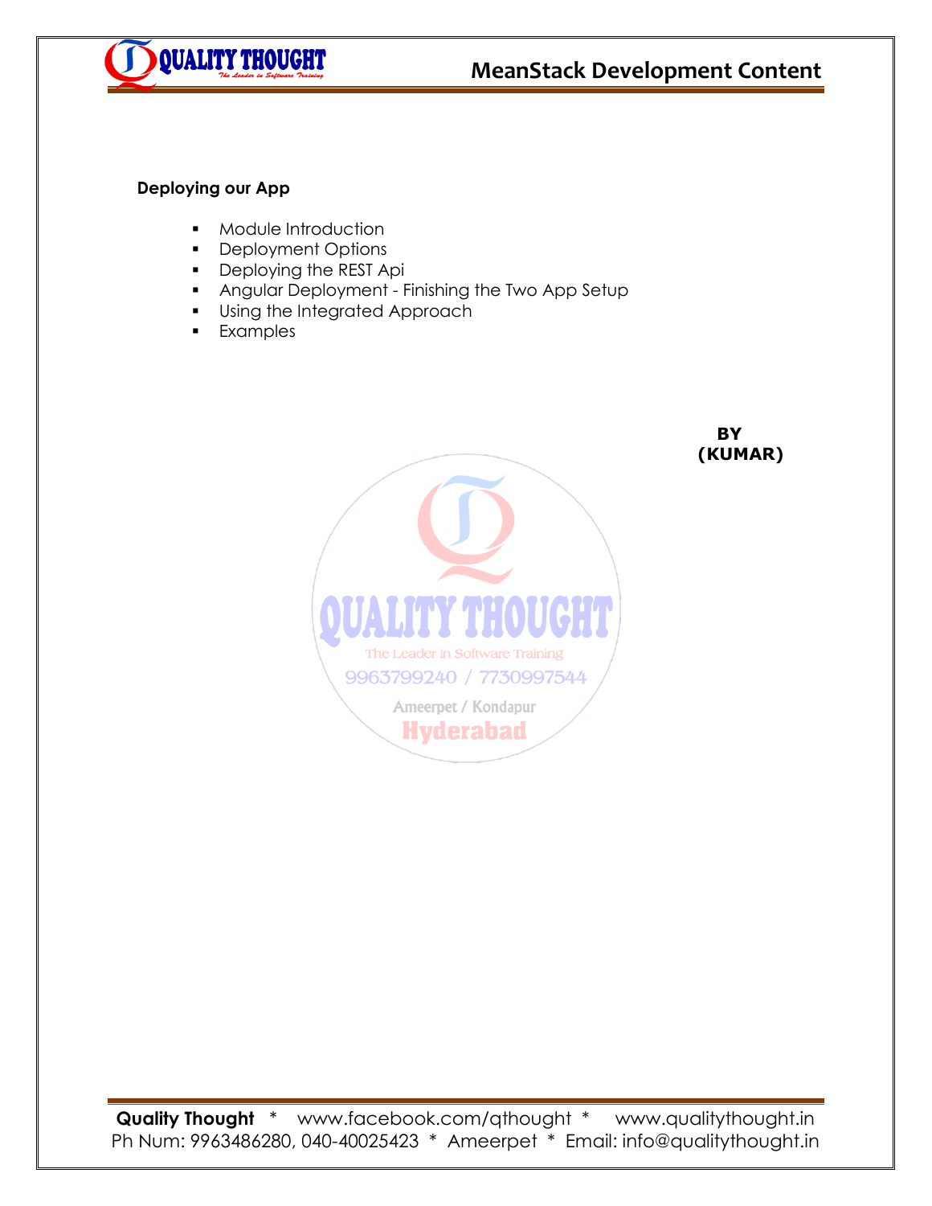**Deploying our App**

- Module Introduction
- Deployment Options
- Deploying the REST Api
- Angular Deployment - Finishing the Two App Setup
- Using the Integrated Approach
- Examples

**BY**
**(KUMAR)**